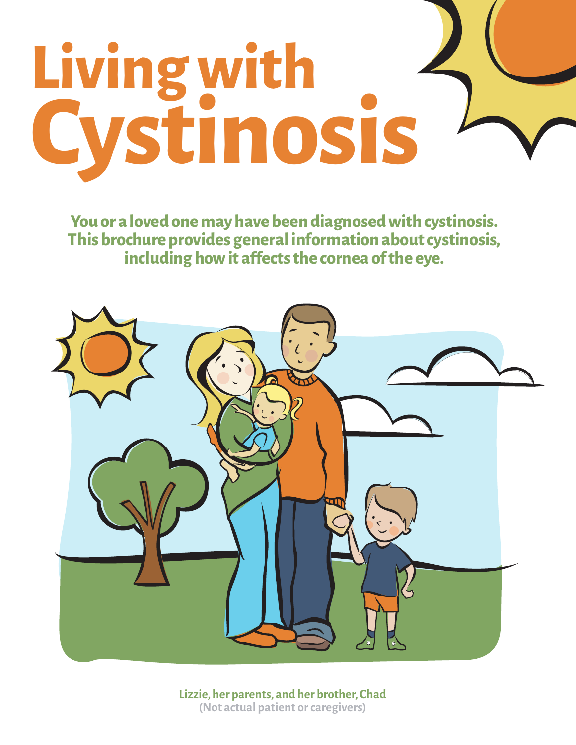# Living with Cystinosis

**You or a loved one may have been diagnosed with cystinosis. This brochure provides general information about cystinosis, including how it affects the cornea of the eye.**

**Lizzie, her parents, and her brother, Chad**
**(Not actual patient or caregivers)**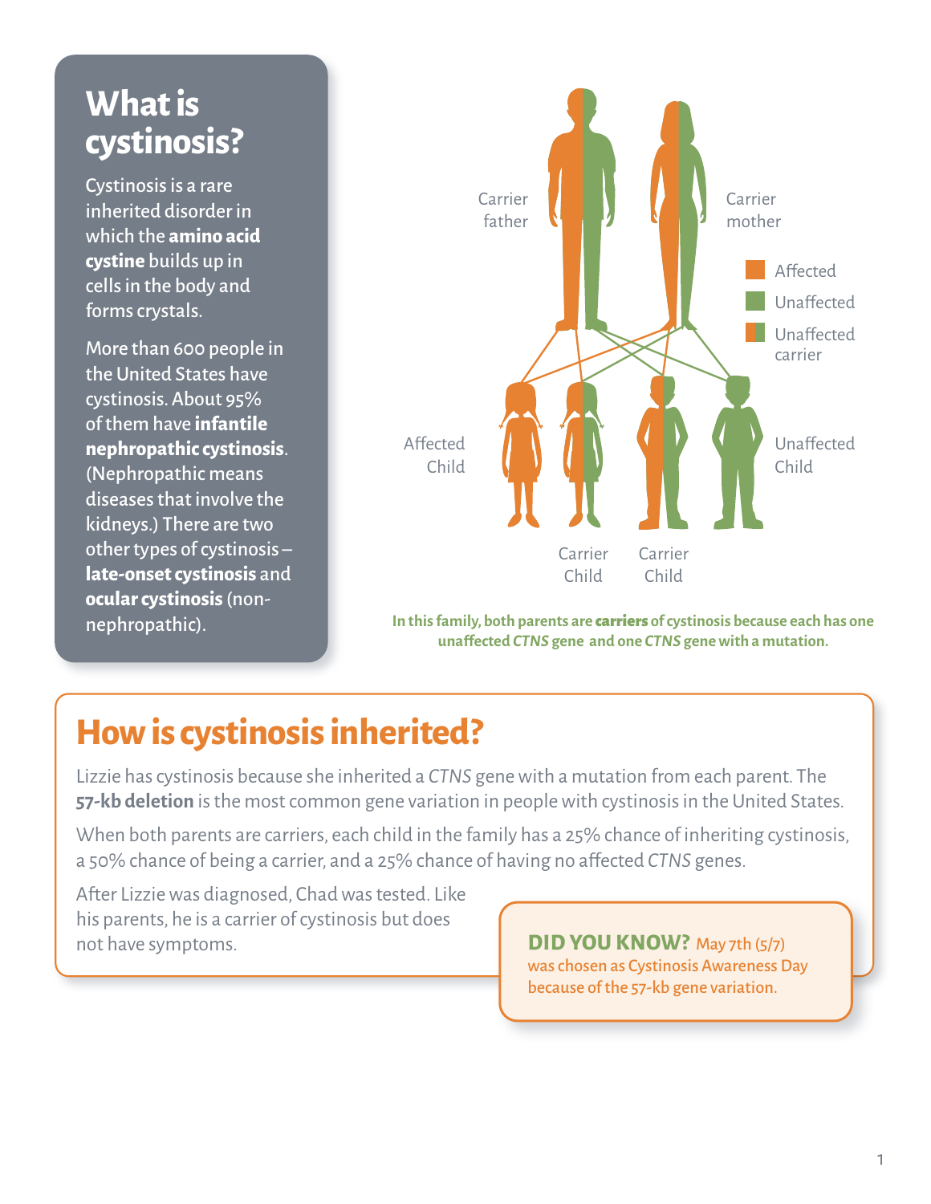## What is cystinosis?

Cystinosis is a rare inherited disorder in which the **amino acid cystine** builds up in cells in the body and forms crystals.

More than 600 people in the United States have cystinosis. About 95% of them have **infantile nephropathic cystinosis**. (Nephropathic means diseases that involve the kidneys.) There are two other types of cystinosis – **late-onset cystinosis** and **ocular cystinosis** (non-nephropathic).

Carrier father

Carrier mother

Affected

Unaffected

Unaffected carrier

Affected Child

Carrier Child

Carrier Child

Unaffected Child

**In this family, both parents are carriers of cystinosis because each has one unaffected *CTNS* gene and one *CTNS* gene with a mutation.**

## How is cystinosis inherited?

Lizzie has cystinosis because she inherited a *CTNS* gene with a mutation from each parent. The **57-kb deletion** is the most common gene variation in people with cystinosis in the United States.

When both parents are carriers, each child in the family has a 25% chance of inheriting cystinosis, a 50% chance of being a carrier, and a 25% chance of having no affected *CTNS* genes.

After Lizzie was diagnosed, Chad was tested. Like his parents, he is a carrier of cystinosis but does not have symptoms.

**DID YOU KNOW?** May 7th (5/7) was chosen as Cystinosis Awareness Day because of the 57-kb gene variation.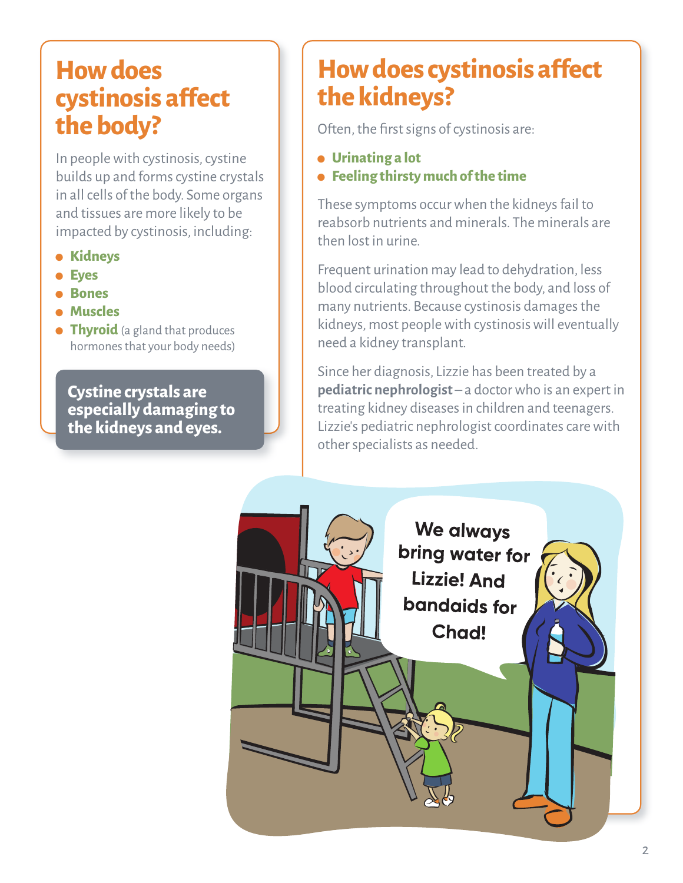## How does cystinosis affect the body?

In people with cystinosis, cystine builds up and forms cystine crystals in all cells of the body. Some organs and tissues are more likely to be impacted by cystinosis, including:

- **Kidneys**
- **Eyes**
- **Bones**
- **Muscles**
- **Thyroid** (a gland that produces hormones that your body needs)

**Cystine crystals are especially damaging to the kidneys and eyes.**

## How does cystinosis affect the kidneys?

Often, the first signs of cystinosis are:

- **Urinating a lot**
- **Feeling thirsty much of the time**

These symptoms occur when the kidneys fail to reabsorb nutrients and minerals. The minerals are then lost in urine.

Frequent urination may lead to dehydration, less blood circulating throughout the body, and loss of many nutrients. Because cystinosis damages the kidneys, most people with cystinosis will eventually need a kidney transplant.

Since her diagnosis, Lizzie has been treated by a **pediatric nephrologist** – a doctor who is an expert in treating kidney diseases in children and teenagers. Lizzie's pediatric nephrologist coordinates care with other specialists as needed.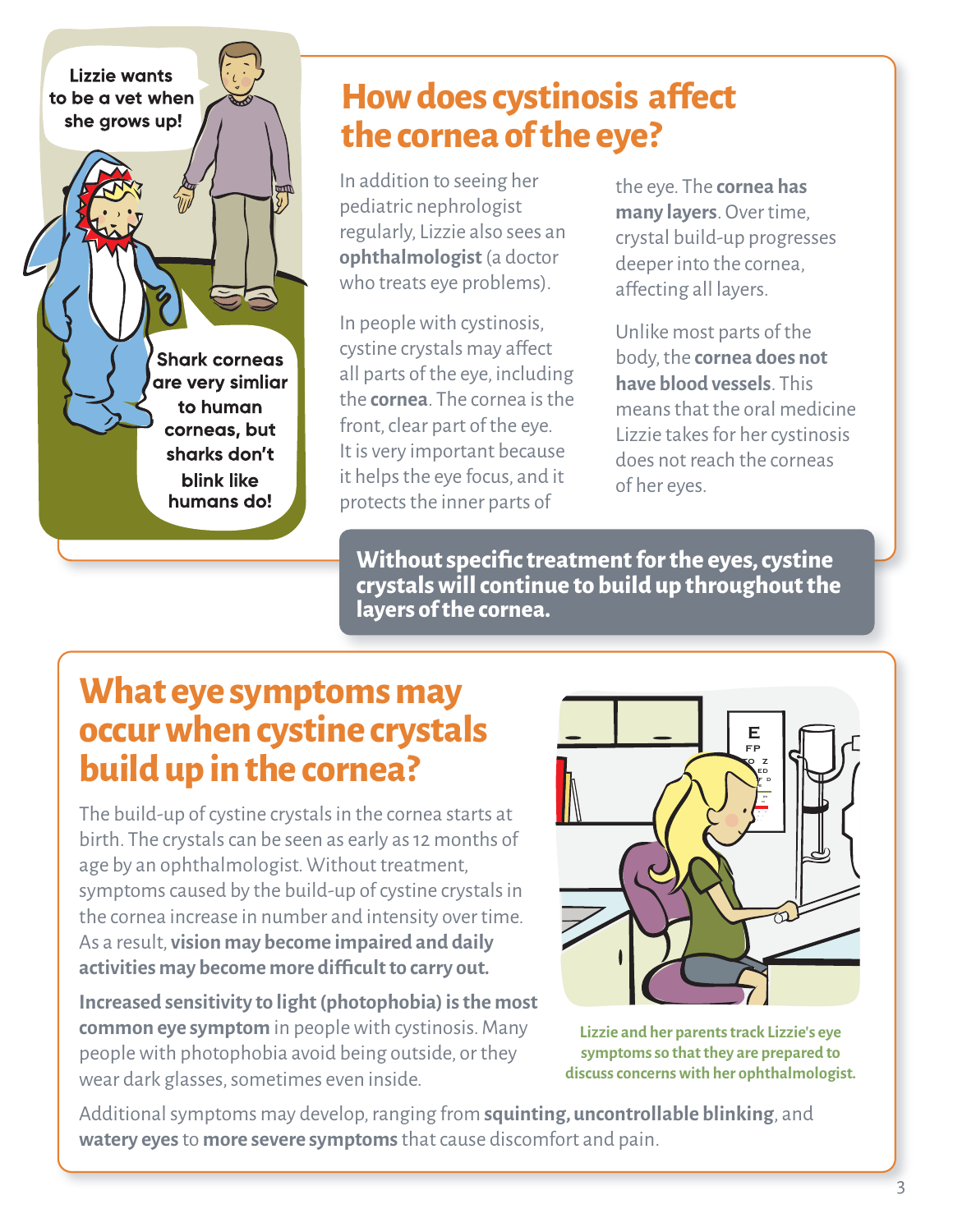Lizzie wants to be a vet when she grows up!

Shark corneas are very simliar to human corneas, but sharks don't blink like humans do!

## How does cystinosis affect the cornea of the eye?

In addition to seeing her pediatric nephrologist regularly, Lizzie also sees an **ophthalmologist** (a doctor who treats eye problems).

In people with cystinosis, cystine crystals may affect all parts of the eye, including the **cornea**. The cornea is the front, clear part of the eye. It is very important because it helps the eye focus, and it protects the inner parts of the eye. The **cornea has many layers**. Over time, crystal build-up progresses deeper into the cornea, affecting all layers.

Unlike most parts of the body, the **cornea does not have blood vessels**. This means that the oral medicine Lizzie takes for her cystinosis does not reach the corneas of her eyes.

**Without specific treatment for the eyes, cystine crystals will continue to build up throughout the layers of the cornea.**

## What eye symptoms may occur when cystine crystals build up in the cornea?

The build-up of cystine crystals in the cornea starts at birth. The crystals can be seen as early as 12 months of age by an ophthalmologist. Without treatment, symptoms caused by the build-up of cystine crystals in the cornea increase in number and intensity over time. As a result, **vision may become impaired and daily activities may become more difficult to carry out.**

**Increased sensitivity to light (photophobia) is the most common eye symptom** in people with cystinosis. Many people with photophobia avoid being outside, or they wear dark glasses, sometimes even inside.

Lizzie and her parents track Lizzie's eye symptoms so that they are prepared to discuss concerns with her ophthalmologist.

Additional symptoms may develop, ranging from **squinting, uncontrollable blinking**, and **watery eyes** to **more severe symptoms** that cause discomfort and pain.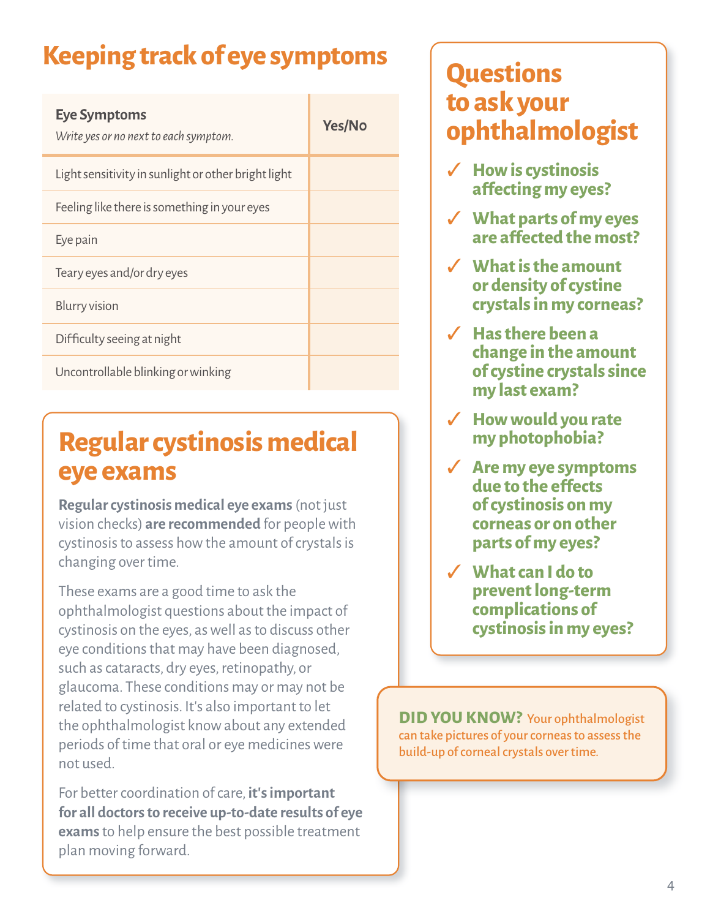## Keeping track of eye symptoms

| **Eye Symptoms** *Write yes or no next to each symptom.* | **Yes/No** |
|---|---|
| Light sensitivity in sunlight or other bright light | |
| Feeling like there is something in your eyes | |
| Eye pain | |
| Teary eyes and/or dry eyes | |
| Blurry vision | |
| Difficulty seeing at night | |
| Uncontrollable blinking or winking | |

## Regular cystinosis medical eye exams

**Regular cystinosis medical eye exams** (not just vision checks) **are recommended** for people with cystinosis to assess how the amount of crystals is changing over time.

These exams are a good time to ask the ophthalmologist questions about the impact of cystinosis on the eyes, as well as to discuss other eye conditions that may have been diagnosed, such as cataracts, dry eyes, retinopathy, or glaucoma. These conditions may or may not be related to cystinosis. It's also important to let the ophthalmologist know about any extended periods of time that oral or eye medicines were not used.

For better coordination of care, **it's important for all doctors to receive up-to-date results of eye exams** to help ensure the best possible treatment plan moving forward.

## Questions to ask your ophthalmologist

- ✓ **How is cystinosis affecting my eyes?**
- ✓ **What parts of my eyes are affected the most?**
- ✓ **What is the amount or density of cystine crystals in my corneas?**
- ✓ **Has there been a change in the amount of cystine crystals since my last exam?**
- ✓ **How would you rate my photophobia?**
- ✓ **Are my eye symptoms due to the effects of cystinosis on my corneas or on other parts of my eyes?**
- ✓ **What can I do to prevent long-term complications of cystinosis in my eyes?**

**DID YOU KNOW?** Your ophthalmologist can take pictures of your corneas to assess the build-up of corneal crystals over time.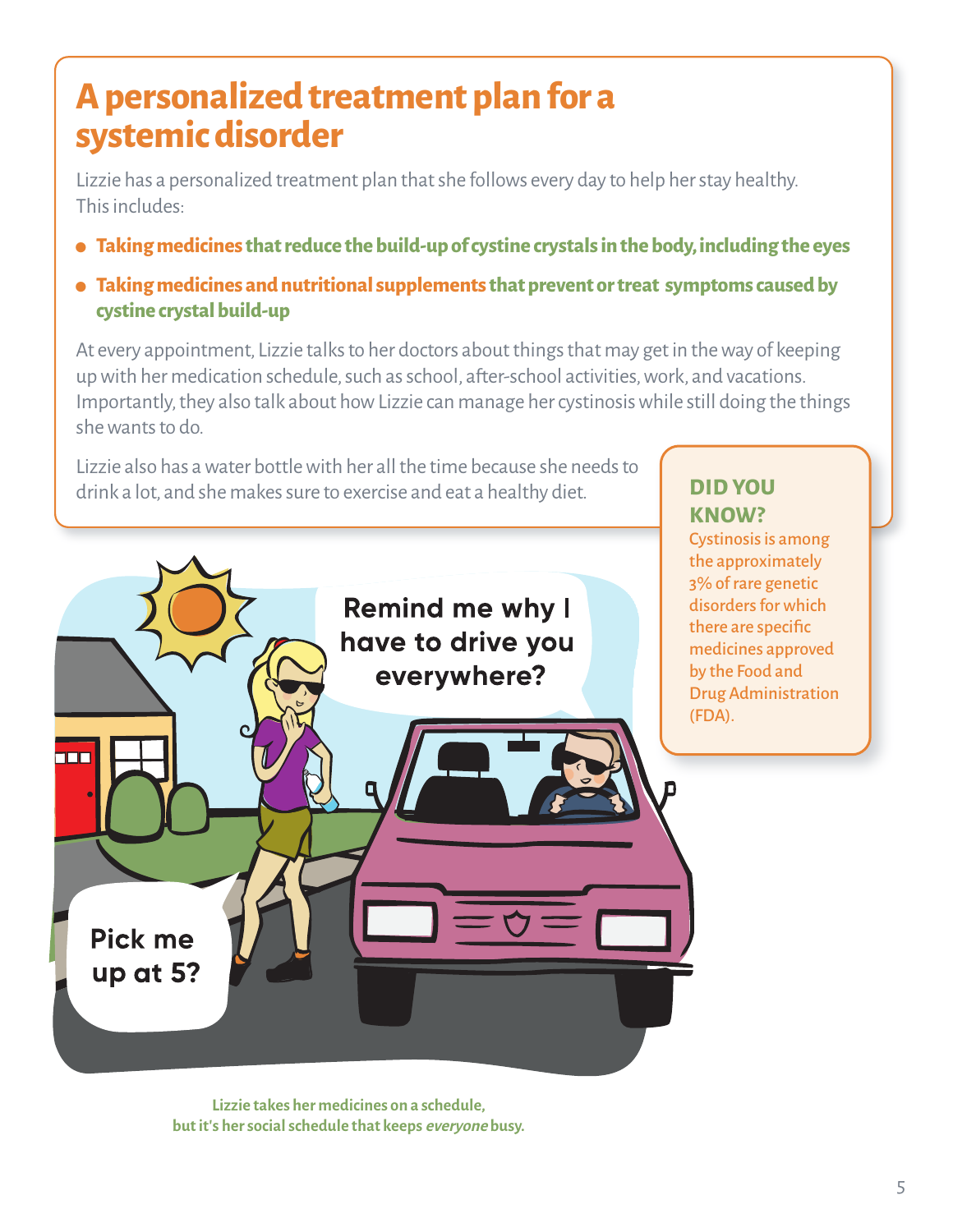# A personalized treatment plan for a systemic disorder

Lizzie has a personalized treatment plan that she follows every day to help her stay healthy. This includes:

- **Taking medicines that reduce the build-up of cystine crystals in the body, including the eyes**
- **Taking medicines and nutritional supplements that prevent or treat symptoms caused by cystine crystal build-up**

At every appointment, Lizzie talks to her doctors about things that may get in the way of keeping up with her medication schedule, such as school, after-school activities, work, and vacations. Importantly, they also talk about how Lizzie can manage her cystinosis while still doing the things she wants to do.

Lizzie also has a water bottle with her all the time because she needs to drink a lot, and she makes sure to exercise and eat a healthy diet.

**DID YOU KNOW?**

Cystinosis is among the approximately 3% of rare genetic disorders for which there are specific medicines approved by the Food and Drug Administration (FDA).

**Lizzie takes her medicines on a schedule, but it's her social schedule that keeps *everyone* busy.**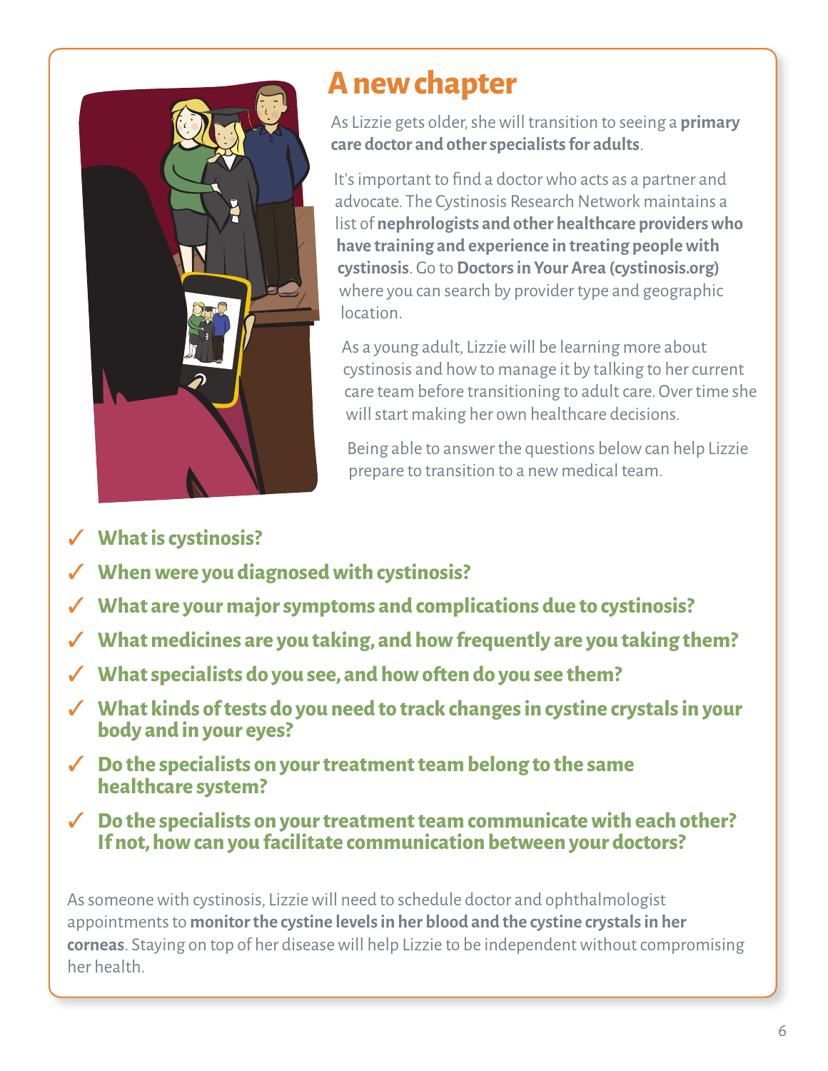# A new chapter

As Lizzie gets older, she will transition to seeing a **primary care doctor and other specialists for adults**.

It's important to find a doctor who acts as a partner and advocate. The Cystinosis Research Network maintains a list of **nephrologists and other healthcare providers who have training and experience in treating people with cystinosis**. Go to **Doctors in Your Area (cystinosis.org)** where you can search by provider type and geographic location.

As a young adult, Lizzie will be learning more about cystinosis and how to manage it by talking to her current care team before transitioning to adult care. Over time she will start making her own healthcare decisions.

Being able to answer the questions below can help Lizzie prepare to transition to a new medical team.

- ✓ **What is cystinosis?**
- ✓ **When were you diagnosed with cystinosis?**
- ✓ **What are your major symptoms and complications due to cystinosis?**
- ✓ **What medicines are you taking, and how frequently are you taking them?**
- ✓ **What specialists do you see, and how often do you see them?**
- ✓ **What kinds of tests do you need to track changes in cystine crystals in your body and in your eyes?**
- ✓ **Do the specialists on your treatment team belong to the same healthcare system?**
- ✓ **Do the specialists on your treatment team communicate with each other? If not, how can you facilitate communication between your doctors?**

As someone with cystinosis, Lizzie will need to schedule doctor and ophthalmologist appointments to **monitor the cystine levels in her blood and the cystine crystals in her corneas**. Staying on top of her disease will help Lizzie to be independent without compromising her health.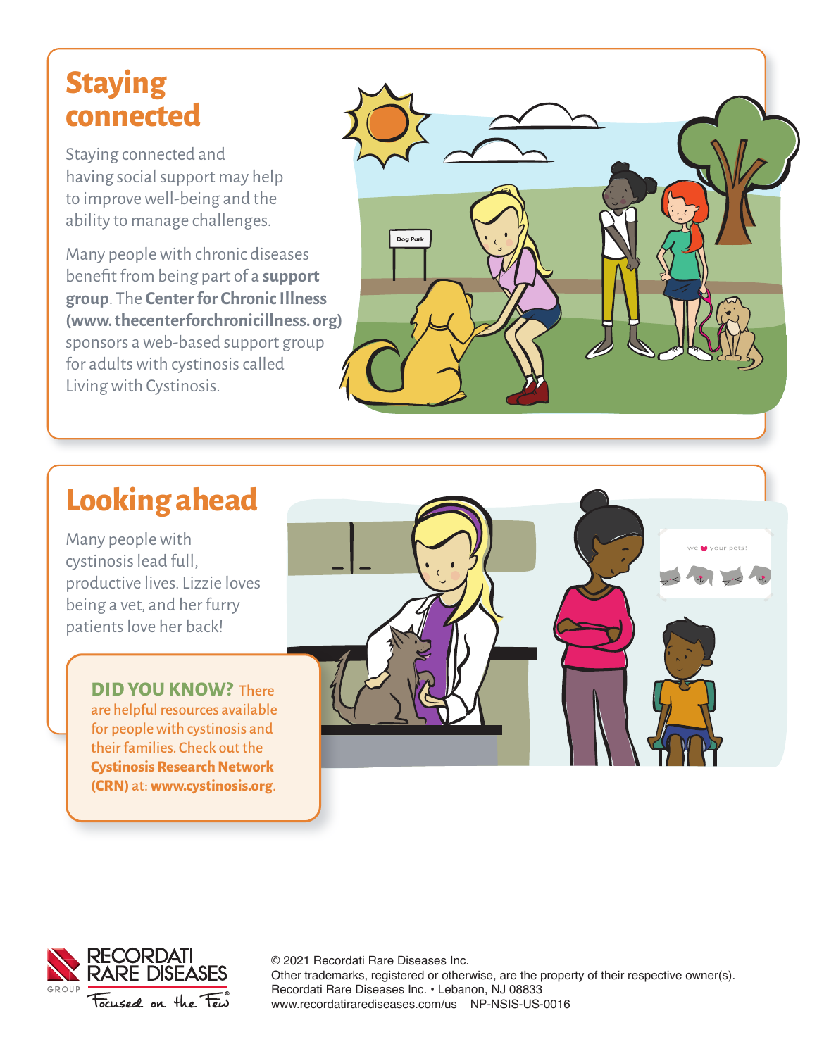## Staying connected

Staying connected and having social support may help to improve well-being and the ability to manage challenges.

Many people with chronic diseases benefit from being part of a **support group**. The **Center for Chronic Illness (www.thecenterforchronicillness.org)** sponsors a web-based support group for adults with cystinosis called Living with Cystinosis.

## Looking ahead

Many people with cystinosis lead full, productive lives. Lizzie loves being a vet, and her furry patients love her back!

**DID YOU KNOW?** There are helpful resources available for people with cystinosis and their families. Check out the **Cystinosis Research Network (CRN)** at: **www.cystinosis.org**.

RECORDATI RARE DISEASES GROUP
Focused on the Few

© 2021 Recordati Rare Diseases Inc.
Other trademarks, registered or otherwise, are the property of their respective owner(s).
Recordati Rare Diseases Inc. • Lebanon, NJ 08833
www.recordatirarediseases.com/us NP-NSIS-US-0016